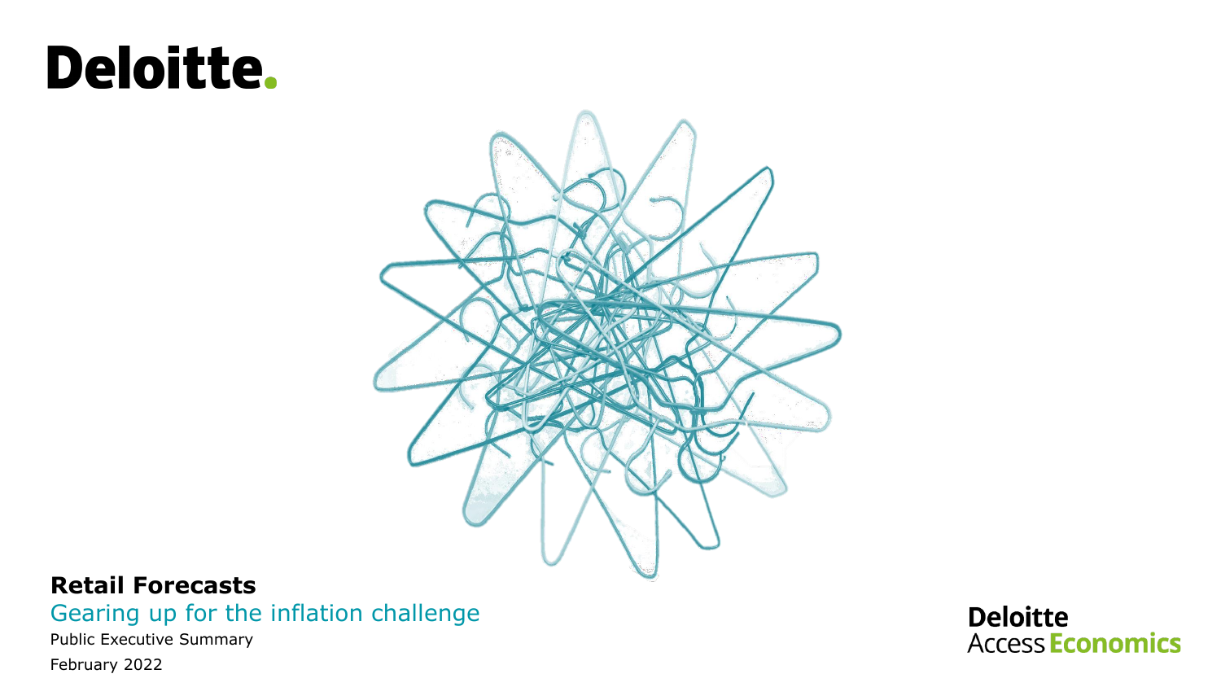# Deloitte.

**Retail Forecasts**

Gearing up for the inflation challenge

Public Executive Summary

February 2022

Deloitte Access Economics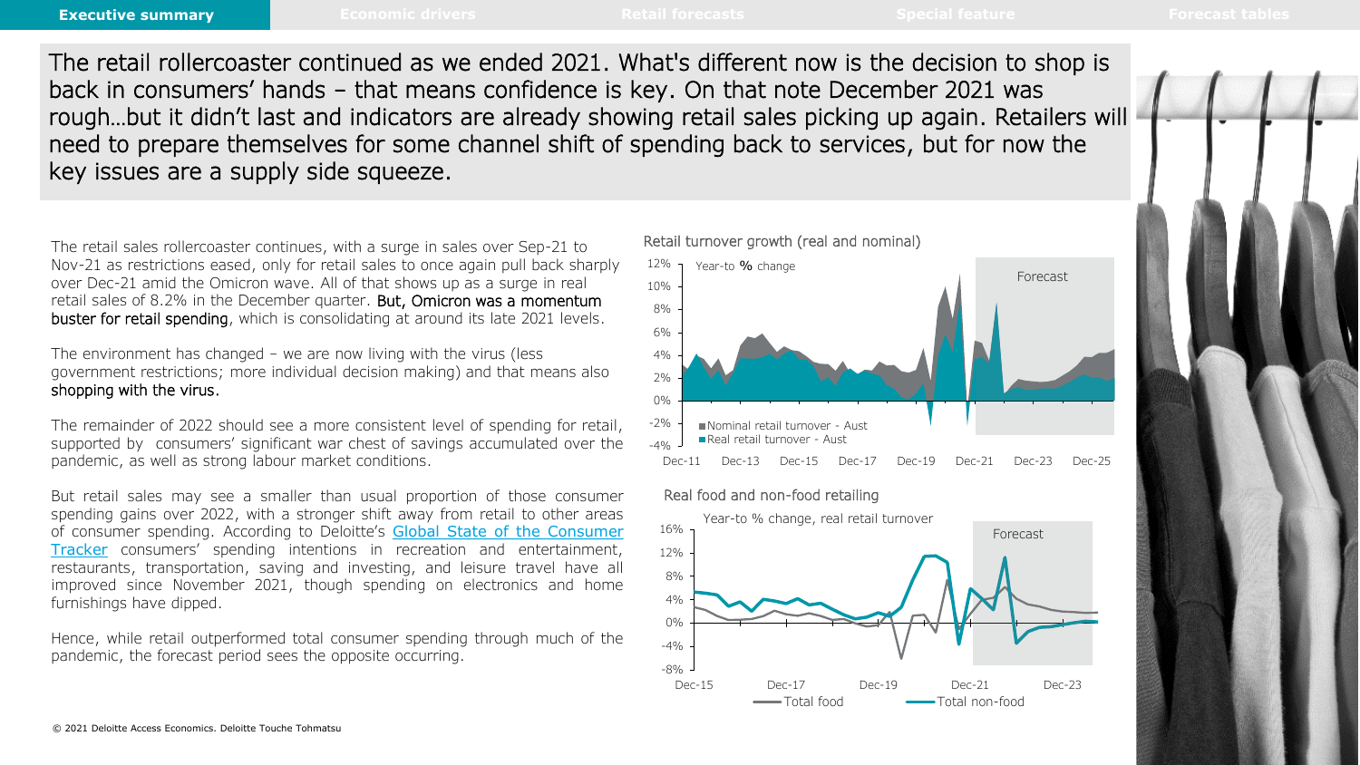The retail rollercoaster continued as we ended 2021. What's different now is the decision to shop is back in consumers' hands – that means confidence is key. On that note December 2021 was rough…but it didn't last and indicators are already showing retail sales picking up again. Retailers will need to prepare themselves for some channel shift of spending back to services, but for now the key issues are a supply side squeeze.

The retail sales rollercoaster continues, with a surge in sales over Sep-21 to Nov-21 as restrictions eased, only for retail sales to once again pull back sharply over Dec-21 amid the Omicron wave. All of that shows up as a surge in real retail sales of 8.2% in the December quarter. **But, Omicron was a momentum buster for retail spending**, which is consolidating at around its late 2021 levels.

The environment has changed – we are now living with the virus (less government restrictions; more individual decision making) and that means also **shopping with the virus**.

The remainder of 2022 should see a more consistent level of spending for retail, supported by consumers' significant war chest of savings accumulated over the pandemic, as well as strong labour market conditions.

But retail sales may see a smaller than usual proportion of those consumer spending gains over 2022, with a stronger shift away from retail to other areas of consumer spending. According to Deloitte's [Global State of the Consumer Tracker] consumers' spending intentions in recreation and entertainment, restaurants, transportation, saving and investing, and leisure travel have all improved since November 2021, though spending on electronics and home furnishings have dipped.

Hence, while retail outperformed total consumer spending through much of the pandemic, the forecast period sees the opposite occurring.

**Retail turnover growth (real and nominal)**

Year-to % change. Series: Nominal retail turnover - Aust; Real retail turnover - Aust. Forecast period shaded (Dec-21 to Dec-25).

**Real food and non-food retailing**

Year-to % change, real retail turnover. Series: Total food; Total non-food. Forecast period shaded (Dec-21 to Dec-23).

© 2021 Deloitte Access Economics. Deloitte Touche Tohmatsu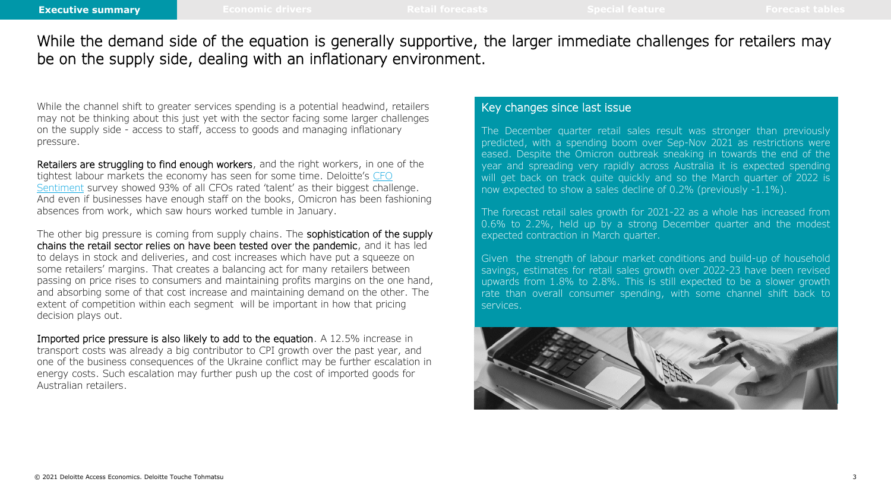# While the demand side of the equation is generally supportive, the larger immediate challenges for retailers may be on the supply side, dealing with an inflationary environment.

While the channel shift to greater services spending is a potential headwind, retailers may not be thinking about this just yet with the sector facing some larger challenges on the supply side - access to staff, access to goods and managing inflationary pressure.

**Retailers are struggling to find enough workers**, and the right workers, in one of the tightest labour markets the economy has seen for some time. Deloitte's CFO Sentiment survey showed 93% of all CFOs rated 'talent' as their biggest challenge. And even if businesses have enough staff on the books, Omicron has been fashioning absences from work, which saw hours worked tumble in January.

The other big pressure is coming from supply chains. The **sophistication of the supply chains the retail sector relies on have been tested over the pandemic**, and it has led to delays in stock and deliveries, and cost increases which have put a squeeze on some retailers' margins. That creates a balancing act for many retailers between passing on price rises to consumers and maintaining profits margins on the one hand, and absorbing some of that cost increase and maintaining demand on the other. The extent of competition within each segment will be important in how that pricing decision plays out.

**Imported price pressure is also likely to add to the equation**. A 12.5% increase in transport costs was already a big contributor to CPI growth over the past year, and one of the business consequences of the Ukraine conflict may be further escalation in energy costs. Such escalation may further push up the cost of imported goods for Australian retailers.

## Key changes since last issue

The December quarter retail sales result was stronger than previously predicted, with a spending boom over Sep-Nov 2021 as restrictions were eased. Despite the Omicron outbreak sneaking in towards the end of the year and spreading very rapidly across Australia it is expected spending will get back on track quite quickly and so the March quarter of 2022 is now expected to show a sales decline of 0.2% (previously -1.1%).

The forecast retail sales growth for 2021-22 as a whole has increased from 0.6% to 2.2%, held up by a strong December quarter and the modest expected contraction in March quarter.

Given the strength of labour market conditions and build-up of household savings, estimates for retail sales growth over 2022-23 have been revised upwards from 1.8% to 2.8%. This is still expected to be a slower growth rate than overall consumer spending, with some channel shift back to services.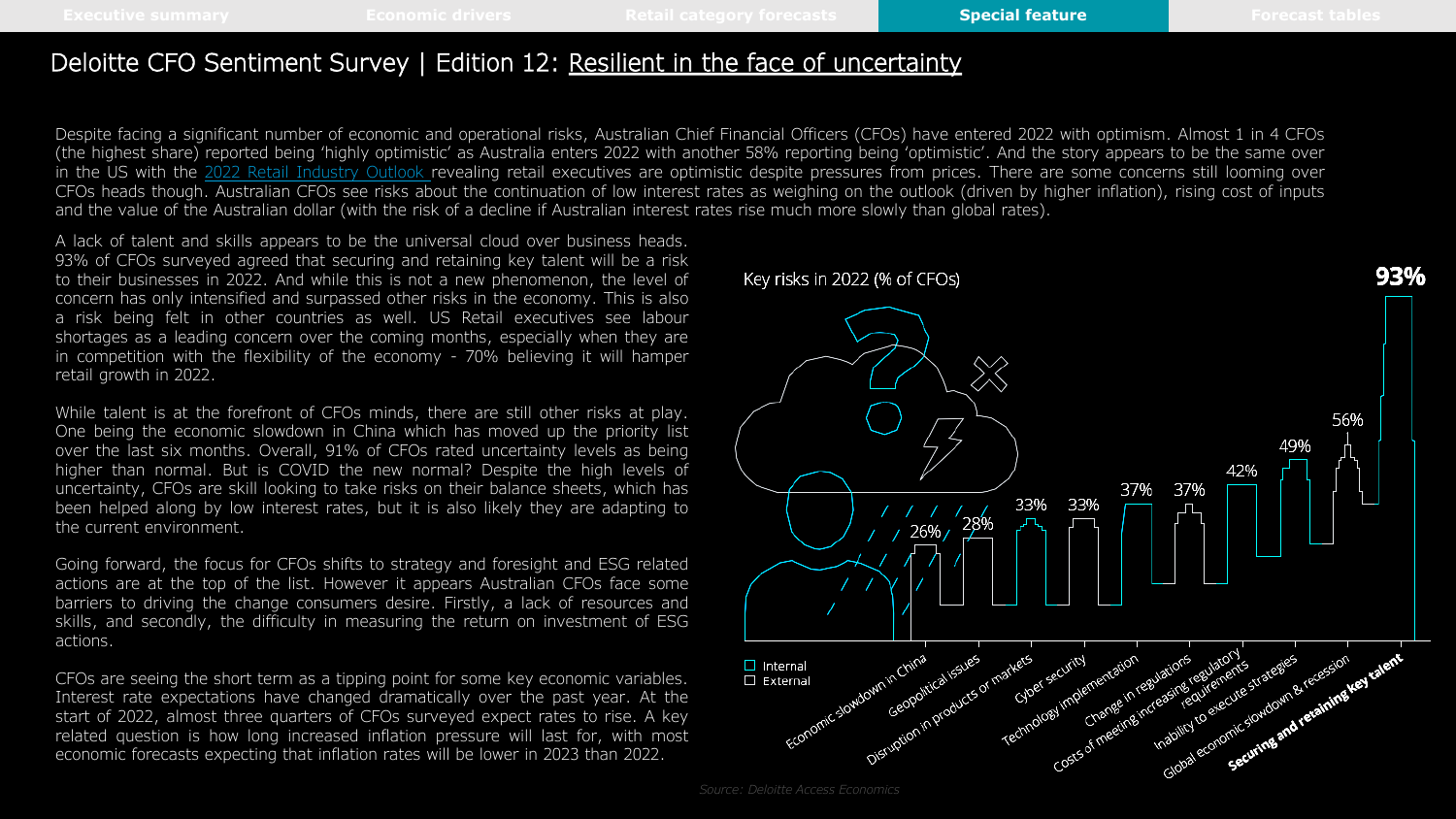# Deloitte CFO Sentiment Survey | Edition 12: Resilient in the face of uncertainty

Despite facing a significant number of economic and operational risks, Australian Chief Financial Officers (CFOs) have entered 2022 with optimism. Almost 1 in 4 CFOs (the highest share) reported being 'highly optimistic' as Australia enters 2022 with another 58% reporting being 'optimistic'. And the story appears to be the same over in the US with the 2022 Retail Industry Outlook revealing retail executives are optimistic despite pressures from prices. There are some concerns still looming over CFOs heads though. Australian CFOs see risks about the continuation of low interest rates as weighing on the outlook (driven by higher inflation), rising cost of inputs and the value of the Australian dollar (with the risk of a decline if Australian interest rates rise much more slowly than global rates).

A lack of talent and skills appears to be the universal cloud over business heads. 93% of CFOs surveyed agreed that securing and retaining key talent will be a risk to their businesses in 2022. And while this is not a new phenomenon, the level of concern has only intensified and surpassed other risks in the economy. This is also a risk being felt in other countries as well. US Retail executives see labour shortages as a leading concern over the coming months, especially when they are in competition with the flexibility of the economy - 70% believing it will hamper retail growth in 2022.

While talent is at the forefront of CFOs minds, there are still other risks at play. One being the economic slowdown in China which has moved up the priority list over the last six months. Overall, 91% of CFOs rated uncertainty levels as being higher than normal. But is COVID the new normal? Despite the high levels of uncertainty, CFOs are skill looking to take risks on their balance sheets, which has been helped along by low interest rates, but it is also likely they are adapting to the current environment.

Going forward, the focus for CFOs shifts to strategy and foresight and ESG related actions are at the top of the list. However it appears Australian CFOs face some barriers to driving the change consumers desire. Firstly, a lack of resources and skills, and secondly, the difficulty in measuring the return on investment of ESG actions.

CFOs are seeing the short term as a tipping point for some key economic variables. Interest rate expectations have changed dramatically over the past year. At the start of 2022, almost three quarters of CFOs surveyed expect rates to rise. A key related question is how long increased inflation pressure will last for, with most economic forecasts expecting that inflation rates will be lower in 2023 than 2022.

Key risks in 2022 (% of CFOs)

| Risk | % of CFOs |
|---|---|
| Economic slowdown in China | 26% |
| Geopolitical issues | 28% |
| Disruption in products or markets | 33% |
| Cyber security | 33% |
| Technology implementation | 37% |
| Change in regulations | 37% |
| Costs of meeting increasing regulatory requirements | 42% |
| Inability to execute strategies | 49% |
| Global economic slowdown & recession | 56% |
| **Securing and retaining key talent** | **93%** |

Internal / External

*Source: Deloitte Access Economics*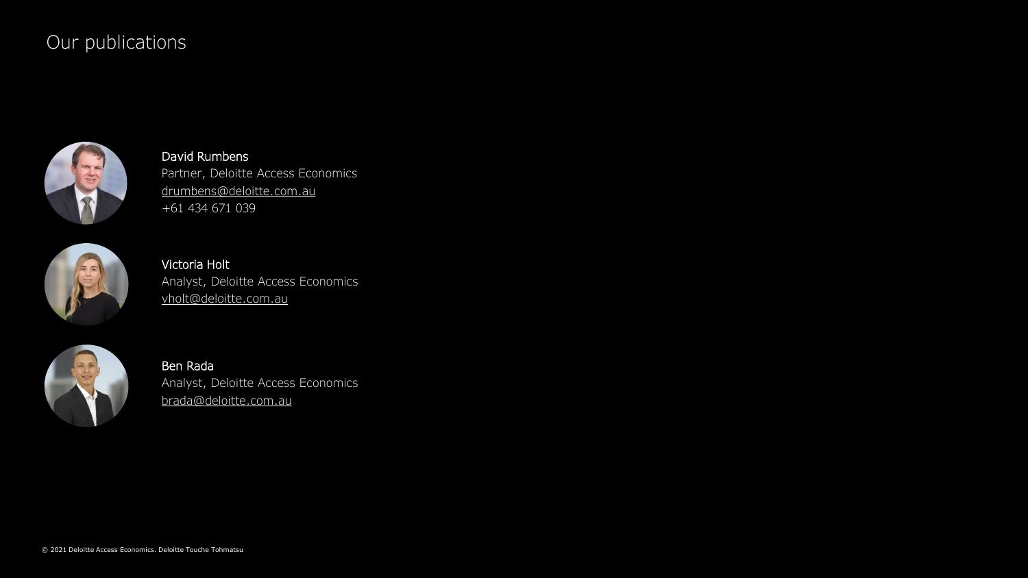# Our publications

**David Rumbens**
Partner, Deloitte Access Economics
drumbens@deloitte.com.au
+61 434 671 039

**Victoria Holt**
Analyst, Deloitte Access Economics
vholt@deloitte.com.au

**Ben Rada**
Analyst, Deloitte Access Economics
brada@deloitte.com.au

© 2021 Deloitte Access Economics. Deloitte Touche Tohmatsu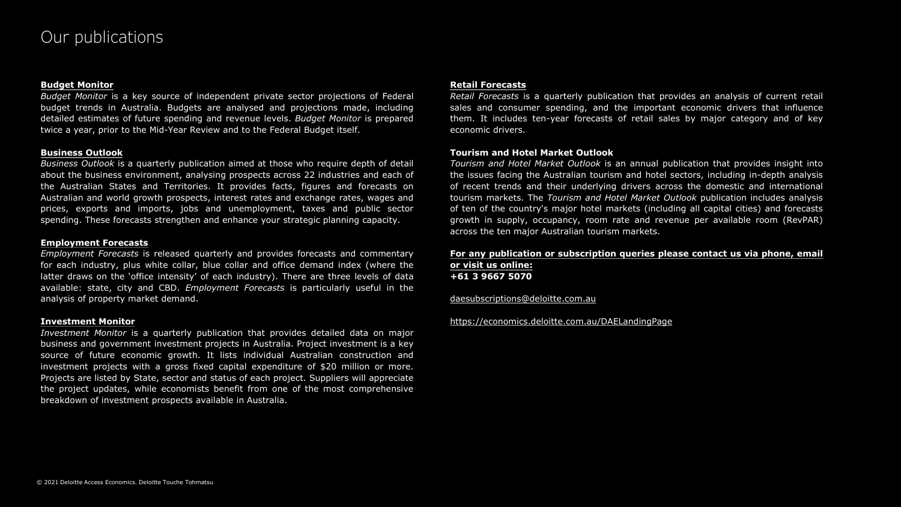# Our publications

**Budget Monitor**

*Budget Monitor* is a key source of independent private sector projections of Federal budget trends in Australia. Budgets are analysed and projections made, including detailed estimates of future spending and revenue levels. *Budget Monitor* is prepared twice a year, prior to the Mid-Year Review and to the Federal Budget itself.

**Business Outlook**

*Business Outlook* is a quarterly publication aimed at those who require depth of detail about the business environment, analysing prospects across 22 industries and each of the Australian States and Territories. It provides facts, figures and forecasts on Australian and world growth prospects, interest rates and exchange rates, wages and prices, exports and imports, jobs and unemployment, taxes and public sector spending. These forecasts strengthen and enhance your strategic planning capacity.

**Employment Forecasts**

*Employment Forecasts* is released quarterly and provides forecasts and commentary for each industry, plus white collar, blue collar and office demand index (where the latter draws on the 'office intensity' of each industry). There are three levels of data available: state, city and CBD. *Employment Forecasts* is particularly useful in the analysis of property market demand.

**Investment Monitor**

*Investment Monitor* is a quarterly publication that provides detailed data on major business and government investment projects in Australia. Project investment is a key source of future economic growth. It lists individual Australian construction and investment projects with a gross fixed capital expenditure of $20 million or more. Projects are listed by State, sector and status of each project. Suppliers will appreciate the project updates, while economists benefit from one of the most comprehensive breakdown of investment prospects available in Australia.

**Retail Forecasts**

*Retail Forecasts* is a quarterly publication that provides an analysis of current retail sales and consumer spending, and the important economic drivers that influence them. It includes ten-year forecasts of retail sales by major category and of key economic drivers.

**Tourism and Hotel Market Outlook**

*Tourism and Hotel Market Outlook* is an annual publication that provides insight into the issues facing the Australian tourism and hotel sectors, including in-depth analysis of recent trends and their underlying drivers across the domestic and international tourism markets. The *Tourism and Hotel Market Outlook* publication includes analysis of ten of the country's major hotel markets (including all capital cities) and forecasts growth in supply, occupancy, room rate and revenue per available room (RevPAR) across the ten major Australian tourism markets.

**For any publication or subscription queries please contact us via phone, email or visit us online:**
**+61 3 9667 5070**

daesubscriptions@deloitte.com.au

https://economics.deloitte.com.au/DAELandingPage

© 2021 Deloitte Access Economics. Deloitte Touche Tohmatsu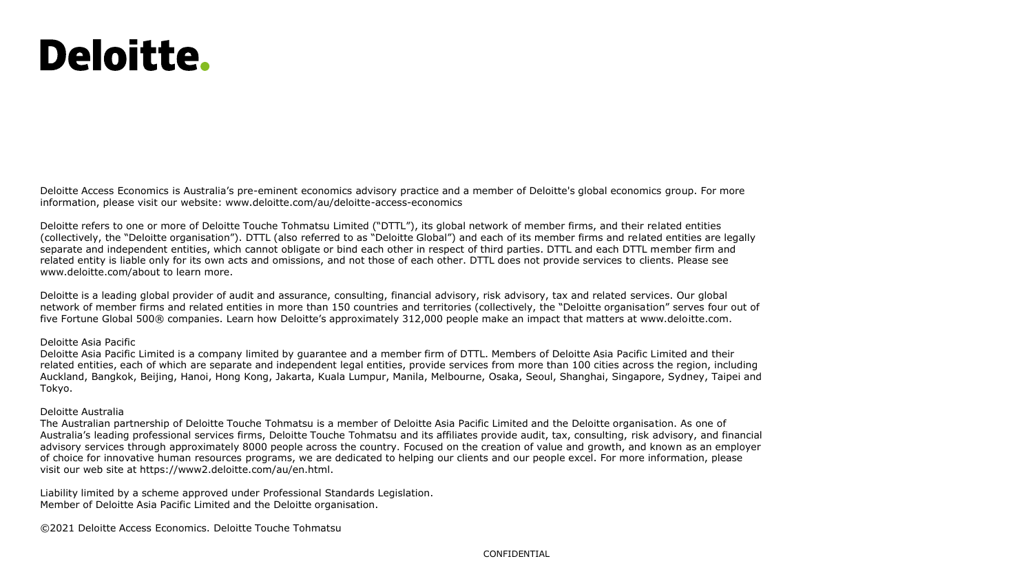# Deloitte.

Deloitte Access Economics is Australia's pre-eminent economics advisory practice and a member of Deloitte's global economics group. For more information, please visit our website: www.deloitte.com/au/deloitte-access-economics

Deloitte refers to one or more of Deloitte Touche Tohmatsu Limited ("DTTL"), its global network of member firms, and their related entities (collectively, the "Deloitte organisation"). DTTL (also referred to as "Deloitte Global") and each of its member firms and related entities are legally separate and independent entities, which cannot obligate or bind each other in respect of third parties. DTTL and each DTTL member firm and related entity is liable only for its own acts and omissions, and not those of each other. DTTL does not provide services to clients. Please see www.deloitte.com/about to learn more.

Deloitte is a leading global provider of audit and assurance, consulting, financial advisory, risk advisory, tax and related services. Our global network of member firms and related entities in more than 150 countries and territories (collectively, the "Deloitte organisation" serves four out of five Fortune Global 500® companies. Learn how Deloitte's approximately 312,000 people make an impact that matters at www.deloitte.com.

Deloitte Asia Pacific

Deloitte Asia Pacific Limited is a company limited by guarantee and a member firm of DTTL. Members of Deloitte Asia Pacific Limited and their related entities, each of which are separate and independent legal entities, provide services from more than 100 cities across the region, including Auckland, Bangkok, Beijing, Hanoi, Hong Kong, Jakarta, Kuala Lumpur, Manila, Melbourne, Osaka, Seoul, Shanghai, Singapore, Sydney, Taipei and Tokyo.

Deloitte Australia

The Australian partnership of Deloitte Touche Tohmatsu is a member of Deloitte Asia Pacific Limited and the Deloitte organisation. As one of Australia's leading professional services firms, Deloitte Touche Tohmatsu and its affiliates provide audit, tax, consulting, risk advisory, and financial advisory services through approximately 8000 people across the country. Focused on the creation of value and growth, and known as an employer of choice for innovative human resources programs, we are dedicated to helping our clients and our people excel. For more information, please visit our web site at https://www2.deloitte.com/au/en.html.

Liability limited by a scheme approved under Professional Standards Legislation.
Member of Deloitte Asia Pacific Limited and the Deloitte organisation.

©2021 Deloitte Access Economics. Deloitte Touche Tohmatsu

CONFIDENTIAL